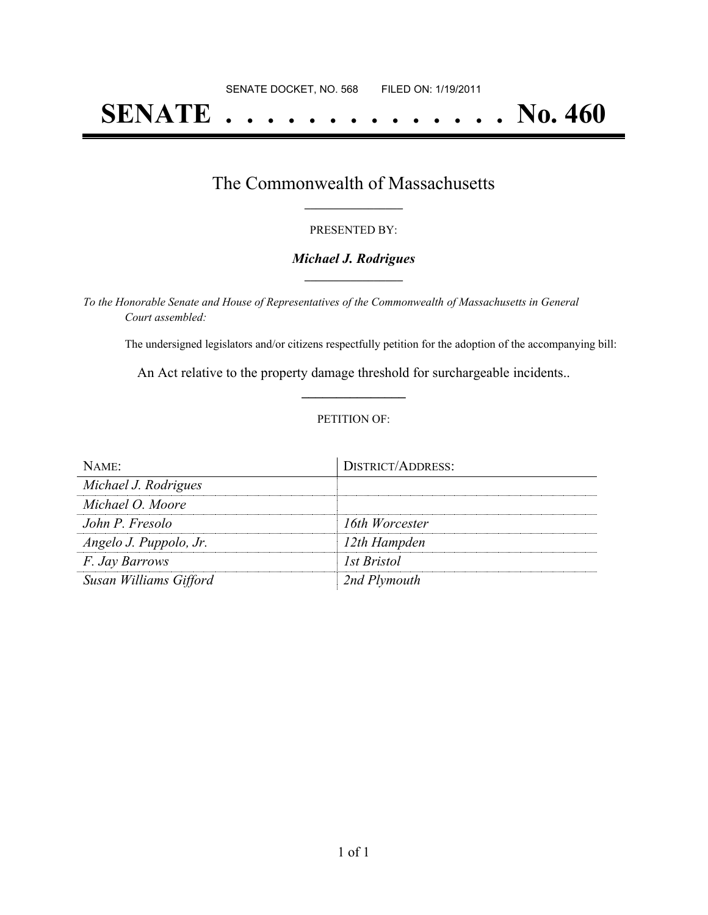SENATE DOCKET, NO. 568        FILED ON: 1/19/2011

# SENATE . . . . . . . . . . . . . . No. 460

## The Commonwealth of Massachusetts

PRESENTED BY:

***Michael J. Rodrigues***

*To the Honorable Senate and House of Representatives of the Commonwealth of Massachusetts in General Court assembled:*

The undersigned legislators and/or citizens respectfully petition for the adoption of the accompanying bill:

An Act relative to the property damage threshold for surchargeable incidents..

PETITION OF:

| NAME: | DISTRICT/ADDRESS: |
|---|---|
| *Michael J. Rodrigues* | |
| *Michael O. Moore* | |
| *John P. Fresolo* | *16th Worcester* |
| *Angelo J. Puppolo, Jr.* | *12th Hampden* |
| *F. Jay Barrows* | *1st Bristol* |
| *Susan Williams Gifford* | *2nd Plymouth* |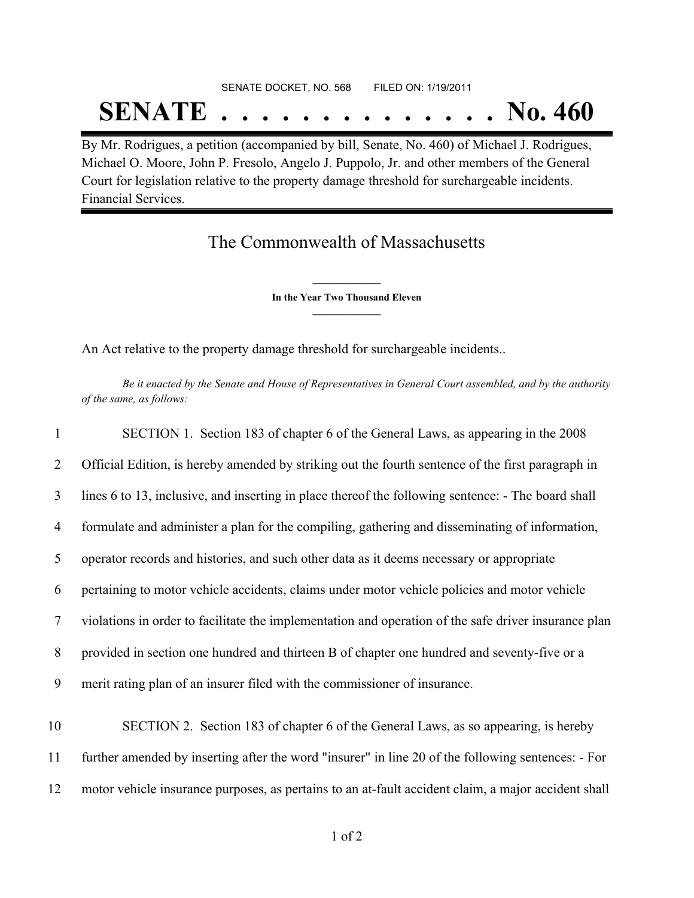SENATE DOCKET, NO. 568        FILED ON: 1/19/2011

# SENATE . . . . . . . . . . . . . . No. 460

By Mr. Rodrigues, a petition (accompanied by bill, Senate, No. 460) of Michael J. Rodrigues, Michael O. Moore, John P. Fresolo, Angelo J. Puppolo, Jr. and other members of the General Court for legislation relative to the property damage threshold for surchargeable incidents. Financial Services.

## The Commonwealth of Massachusetts

**In the Year Two Thousand Eleven**

An Act relative to the property damage threshold for surchargeable incidents..

*Be it enacted by the Senate and House of Representatives in General Court assembled, and by the authority of the same, as follows:*

1 SECTION 1. Section 183 of chapter 6 of the General Laws, as appearing in the 2008
2 Official Edition, is hereby amended by striking out the fourth sentence of the first paragraph in
3 lines 6 to 13, inclusive, and inserting in place thereof the following sentence: - The board shall
4 formulate and administer a plan for the compiling, gathering and disseminating of information,
5 operator records and histories, and such other data as it deems necessary or appropriate
6 pertaining to motor vehicle accidents, claims under motor vehicle policies and motor vehicle
7 violations in order to facilitate the implementation and operation of the safe driver insurance plan
8 provided in section one hundred and thirteen B of chapter one hundred and seventy-five or a
9 merit rating plan of an insurer filed with the commissioner of insurance.

10 SECTION 2. Section 183 of chapter 6 of the General Laws, as so appearing, is hereby
11 further amended by inserting after the word "insurer" in line 20 of the following sentences: - For
12 motor vehicle insurance purposes, as pertains to an at-fault accident claim, a major accident shall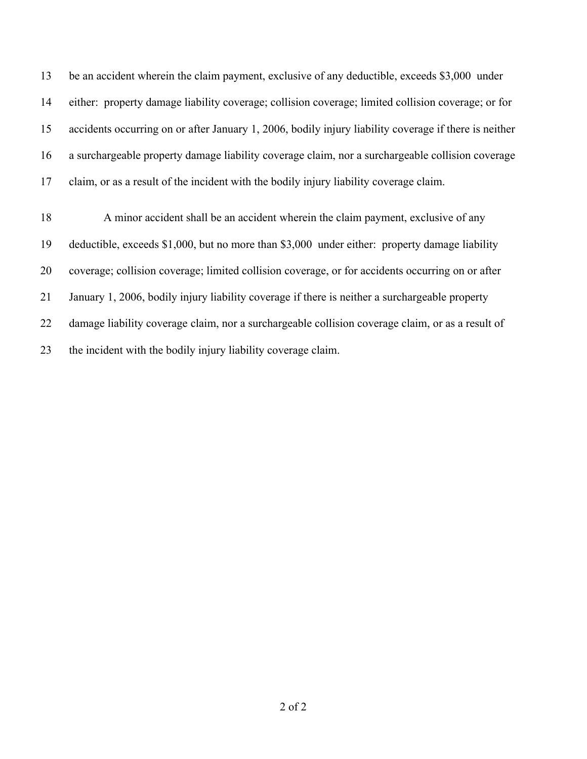be an accident wherein the claim payment, exclusive of any deductible, exceeds $3,000 under either: property damage liability coverage; collision coverage; limited collision coverage; or for accidents occurring on or after January 1, 2006, bodily injury liability coverage if there is neither a surchargeable property damage liability coverage claim, nor a surchargeable collision coverage claim, or as a result of the incident with the bodily injury liability coverage claim.

A minor accident shall be an accident wherein the claim payment, exclusive of any deductible, exceeds $1,000, but no more than $3,000 under either: property damage liability coverage; collision coverage; limited collision coverage, or for accidents occurring on or after January 1, 2006, bodily injury liability coverage if there is neither a surchargeable property damage liability coverage claim, nor a surchargeable collision coverage claim, or as a result of the incident with the bodily injury liability coverage claim.